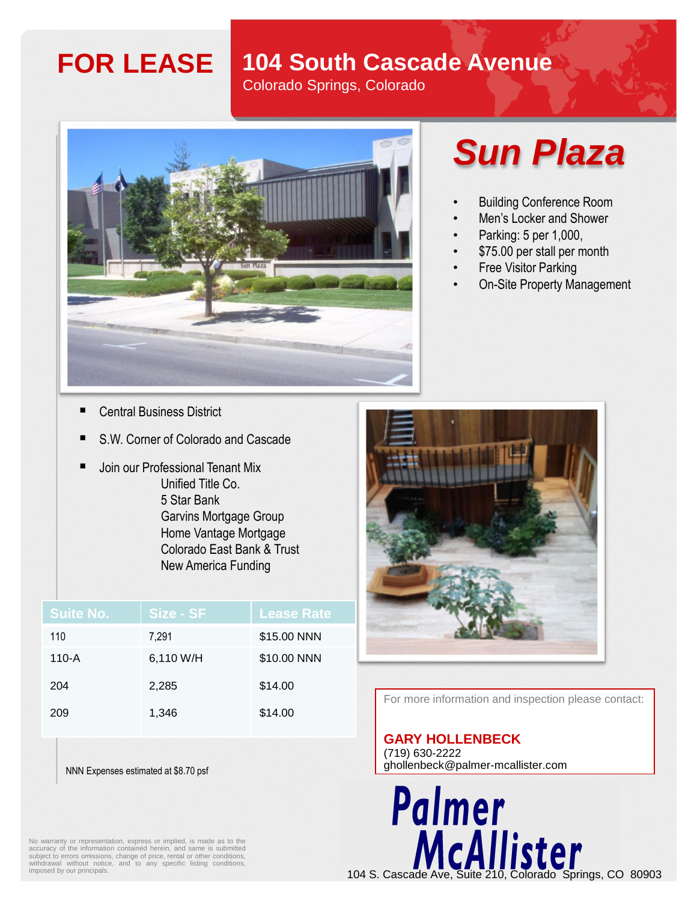# FOR LEASE

## 104 South Cascade Avenue

Colorado Springs, Colorado

# *Sun Plaza*

- Building Conference Room
- Men's Locker and Shower
- Parking: 5 per 1,000,
- $75.00 per stall per month
- Free Visitor Parking
- On-Site Property Management

- Central Business District
- S.W. Corner of Colorado and Cascade
- Join our Professional Tenant Mix
  - Unified Title Co.
  - 5 Star Bank
  - Garvins Mortgage Group
  - Home Vantage Mortgage
  - Colorado East Bank & Trust
  - New America Funding

| Suite No. | Size - SF | Lease Rate |
| --- | --- | --- |
| 110 | 7,291 | $15.00 NNN |
| 110-A | 6,110 W/H | $10.00 NNN |
| 204 | 2,285 | $14.00 |
| 209 | 1,346 | $14.00 |

NNN Expenses estimated at $8.70 psf

For more information and inspection please contact:

**GARY HOLLENBECK**
(719) 630-2222
ghollenbeck@palmer-mcallister.com

**Palmer McAllister**

104 S. Cascade Ave, Suite 210, Colorado Springs, CO 80903

No warranty or representation, express or implied, is made as to the accuracy of the information contained herein, and same is submitted subject to errors omissions, change of price, rental or other conditions, withdrawal without notice, and to any specific listing conditions, imposed by our principals.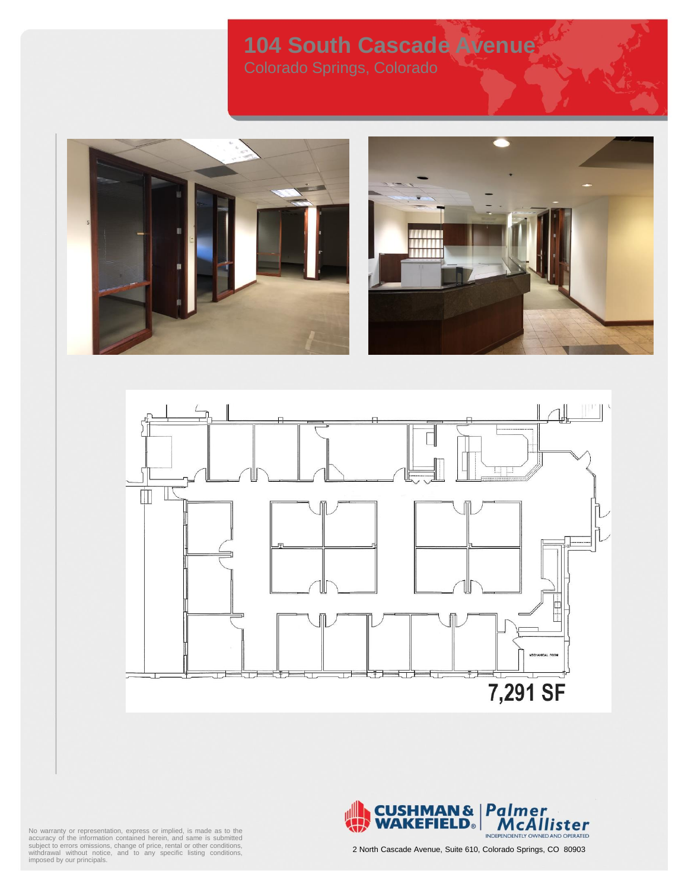# 104 South Cascade Avenue

Colorado Springs, Colorado

MECHANICAL ROOM

7,291 SF

No warranty or representation, express or implied, is made as to the accuracy of the information contained herein, and same is submitted subject to errors omissions, change of price, rental or other conditions, withdrawal without notice, and to any specific listing conditions, imposed by our principals.

CUSHMAN & WAKEFIELD | Palmer McAllister

INDEPENDENTLY OWNED AND OPERATED

2 North Cascade Avenue, Suite 610, Colorado Springs, CO 80903